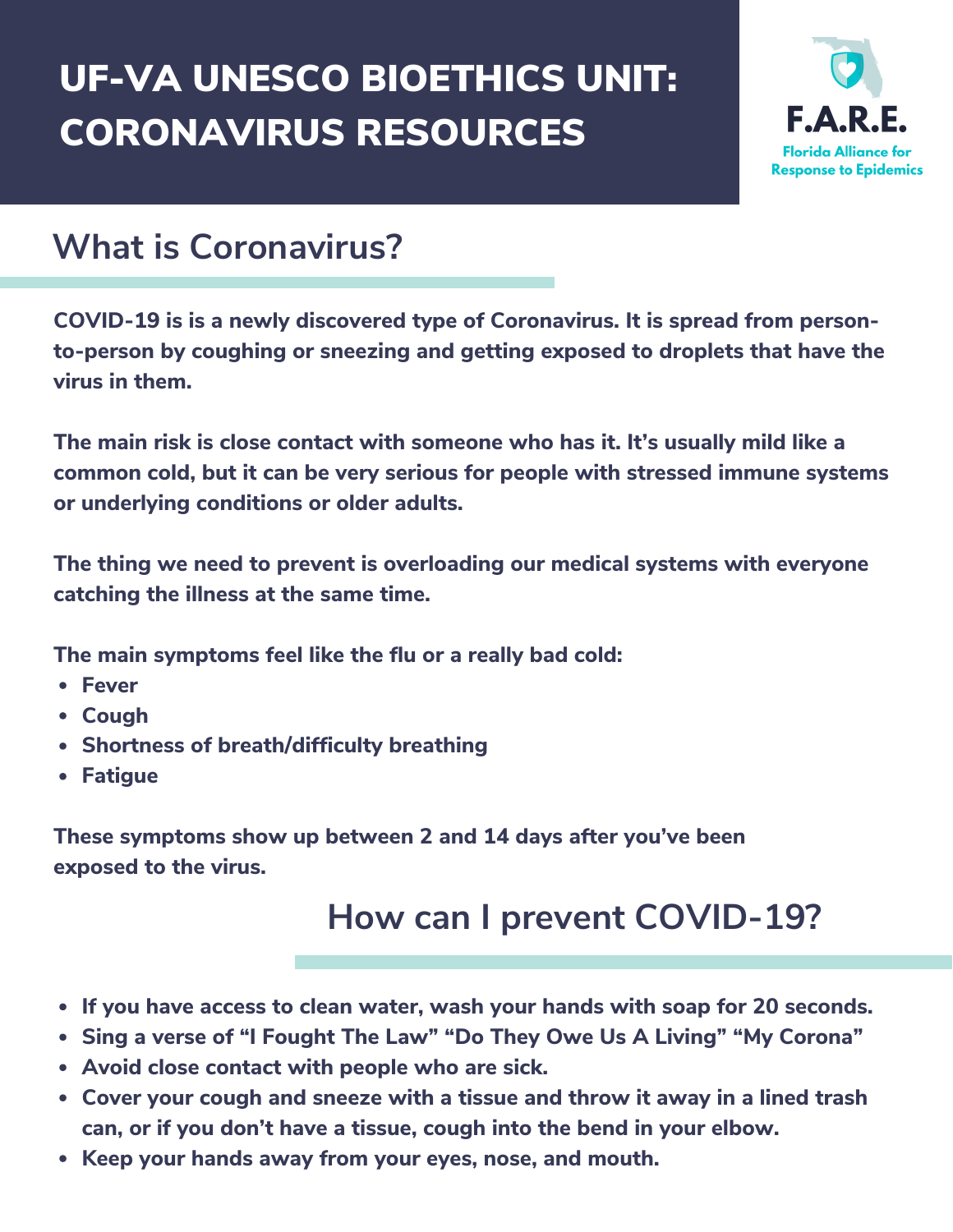# UF-VA UNESCO BIOETHICS UNIT: CORONAVIRUS RESOURCES

F.A.R.E.
Florida Alliance for Response to Epidemics

## What is Coronavirus?

**COVID-19 is is a newly discovered type of Coronavirus. It is spread from person-to-person by coughing or sneezing and getting exposed to droplets that have the virus in them.**

**The main risk is close contact with someone who has it. It's usually mild like a common cold, but it can be very serious for people with stressed immune systems or underlying conditions or older adults.**

**The thing we need to prevent is overloading our medical systems with everyone catching the illness at the same time.**

**The main symptoms feel like the flu or a really bad cold:**

- **Fever**
- **Cough**
- **Shortness of breath/difficulty breathing**
- **Fatigue**

**These symptoms show up between 2 and 14 days after you've been exposed to the virus.**

## How can I prevent COVID-19?

- **If you have access to clean water, wash your hands with soap for 20 seconds.**
- **Sing a verse of "I Fought The Law" "Do They Owe Us A Living" "My Corona"**
- **Avoid close contact with people who are sick.**
- **Cover your cough and sneeze with a tissue and throw it away in a lined trash can, or if you don't have a tissue, cough into the bend in your elbow.**
- **Keep your hands away from your eyes, nose, and mouth.**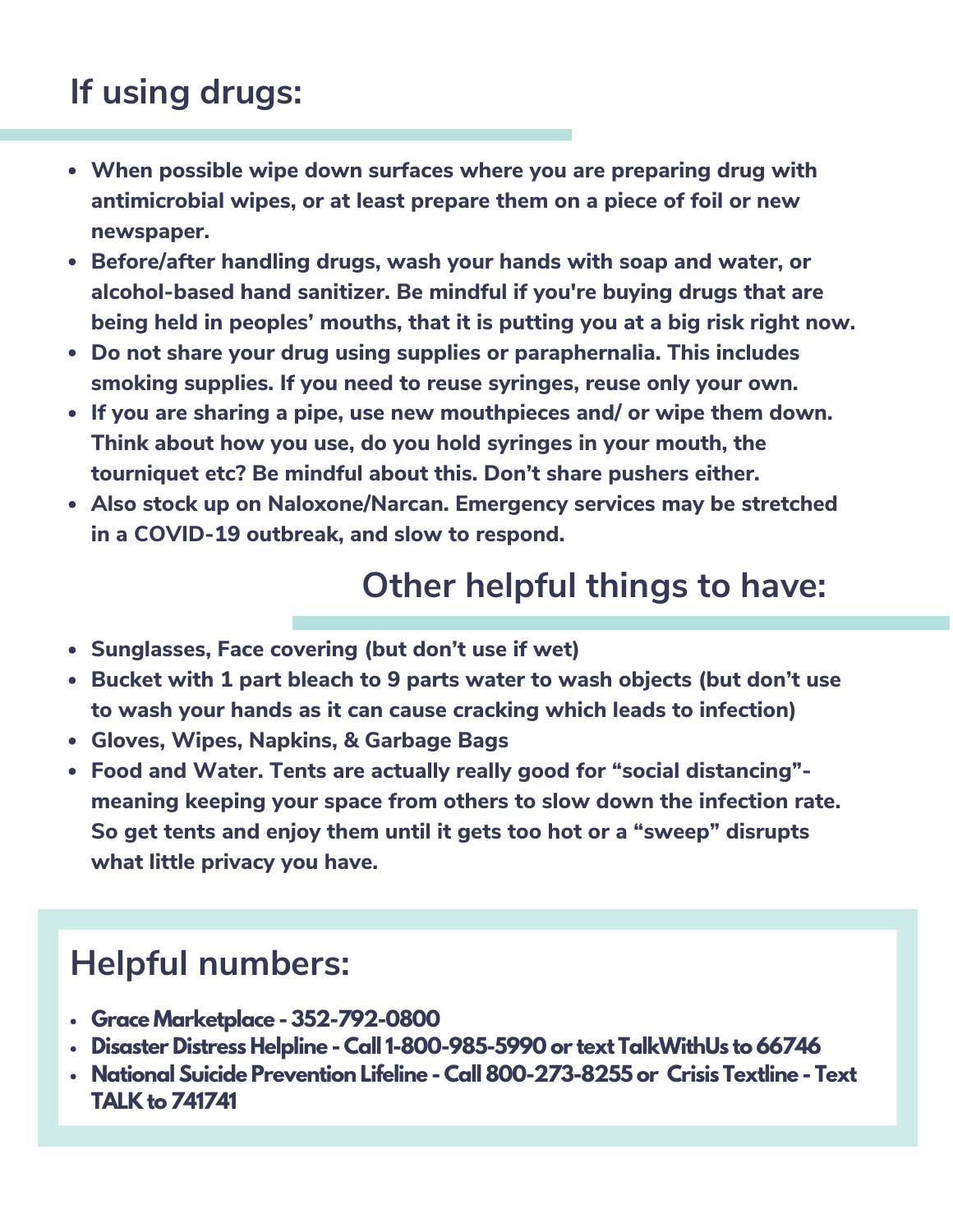## If using drugs:

- **When possible wipe down surfaces where you are preparing drug with antimicrobial wipes, or at least prepare them on a piece of foil or new newspaper.**
- **Before/after handling drugs, wash your hands with soap and water, or alcohol-based hand sanitizer. Be mindful if you're buying drugs that are being held in peoples' mouths, that it is putting you at a big risk right now.**
- **Do not share your drug using supplies or paraphernalia. This includes smoking supplies. If you need to reuse syringes, reuse only your own.**
- **If you are sharing a pipe, use new mouthpieces and/ or wipe them down. Think about how you use, do you hold syringes in your mouth, the tourniquet etc? Be mindful about this. Don't share pushers either.**
- **Also stock up on Naloxone/Narcan. Emergency services may be stretched in a COVID-19 outbreak, and slow to respond.**

## Other helpful things to have:

- **Sunglasses, Face covering (but don't use if wet)**
- **Bucket with 1 part bleach to 9 parts water to wash objects (but don't use to wash your hands as it can cause cracking which leads to infection)**
- **Gloves, Wipes, Napkins, & Garbage Bags**
- **Food and Water. Tents are actually really good for "social distancing"- meaning keeping your space from others to slow down the infection rate. So get tents and enjoy them until it gets too hot or a "sweep" disrupts what little privacy you have.**

## Helpful numbers:

- **Grace Marketplace - 352-792-0800**
- **Disaster Distress Helpline - Call 1-800-985-5990 or text TalkWithUs to 66746**
- **National Suicide Prevention Lifeline - Call 800-273-8255 or Crisis Textline - Text TALK to 741741**